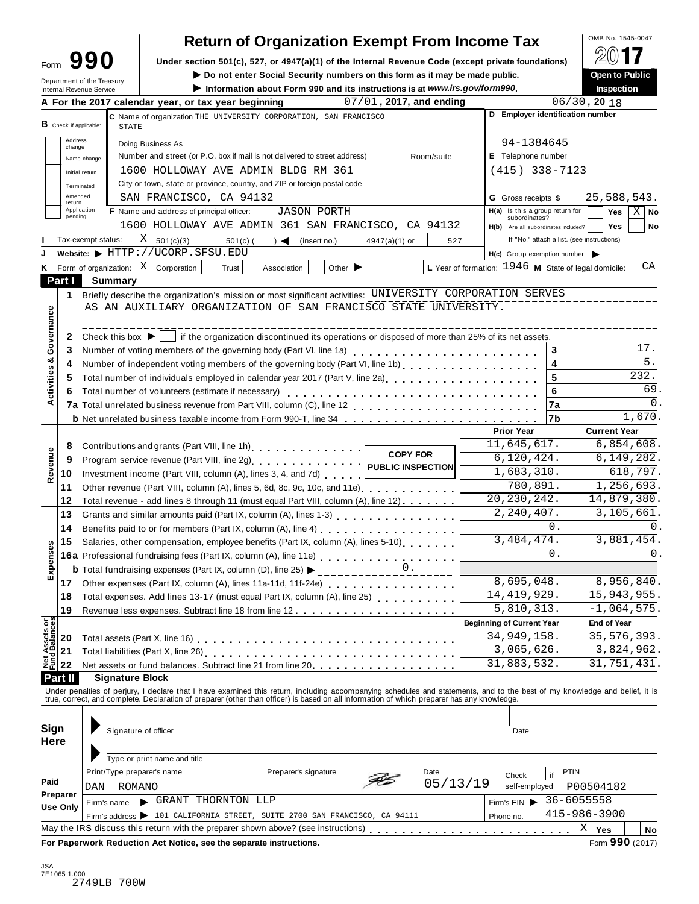Form **990**

Department of the Treasury
Internal Revenue Service

# Return of Organization Exempt From Income Tax

**Under section 501(c), 527, or 4947(a)(1) of the Internal Revenue Code (except private foundations)**

▶ Do not enter Social Security numbers on this form as it may be made public.

▶ Information about Form 990 and its instructions is at *www.irs.gov/form990*.

OMB No. 1545-0047

**2017**

**Open to Public Inspection**

**A** For the 2017 calendar year, or tax year beginning 07/01, 2017, and ending 06/30, 20 18

**B** Check if applicable:
- Address change
- Name change
- Initial return
- Terminated
- Amended return
- Application pending

**C** Name of organization THE UNIVERSITY CORPORATION, SAN FRANCISCO STATE

Doing Business As

Number and street (or P.O. box if mail is not delivered to street address) Room/suite
1600 HOLLOWAY AVE ADMIN BLDG RM 361

City or town, state or province, country, and ZIP or foreign postal code
SAN FRANCISCO, CA 94132

**D** Employer identification number: 94-1384645

**E** Telephone number: (415) 338-7123

**G** Gross receipts $ 25,588,543.

**F** Name and address of principal officer: JASON PORTH
1600 HOLLOWAY AVE ADMIN 361 SAN FRANCISCO, CA 94132

**H(a)** Is this a group return for subordinates? Yes [ ] No [X]

**H(b)** Are all subordinates included? Yes [ ] No [ ]
If "No," attach a list. (see instructions)

**I** Tax-exempt status: [X] 501(c)(3) [ ] 501(c) ( ) ◀ (insert no.) [ ] 4947(a)(1) or [ ] 527

**J** Website: ▶ HTTP://UCORP.SFSU.EDU

**H(c)** Group exemption number ▶

**K** Form of organization: [X] Corporation [ ] Trust [ ] Association [ ] Other ▶

**L** Year of formation: 1946 **M** State of legal domicile: CA

## Part I Summary

**Activities & Governance**

1 Briefly describe the organization's mission or most significant activities: UNIVERSITY CORPORATION SERVES AS AN AUXILIARY ORGANIZATION OF SAN FRANCISCO STATE UNIVERSITY.

2 Check this box ▶ [ ] if the organization discontinued its operations or disposed of more than 25% of its net assets.

| | | | |
|---|---|---|---|
| 3 | Number of voting members of the governing body (Part VI, line 1a) | 3 | 17. |
| 4 | Number of independent voting members of the governing body (Part VI, line 1b) | 4 | 5. |
| 5 | Total number of individuals employed in calendar year 2017 (Part V, line 2a) | 5 | 232. |
| 6 | Total number of volunteers (estimate if necessary) | 6 | 69. |
| 7a | Total unrelated business revenue from Part VIII, column (C), line 12 | 7a | 0. |
| b | Net unrelated business taxable income from Form 990-T, line 34 | 7b | 1,670. |

**COPY FOR PUBLIC INSPECTION**

| | | | Prior Year | Current Year |
|---|---|---|---|---|
| **Revenue** | 8 | Contributions and grants (Part VIII, line 1h) | 11,645,617. | 6,854,608. |
| | 9 | Program service revenue (Part VIII, line 2g) | 6,120,424. | 6,149,282. |
| | 10 | Investment income (Part VIII, column (A), lines 3, 4, and 7d) | 1,683,310. | 618,797. |
| | 11 | Other revenue (Part VIII, column (A), lines 5, 6d, 8c, 9c, 10c, and 11e) | 780,891. | 1,256,693. |
| | 12 | Total revenue - add lines 8 through 11 (must equal Part VIII, column (A), line 12) | 20,230,242. | 14,879,380. |
| **Expenses** | 13 | Grants and similar amounts paid (Part IX, column (A), lines 1-3) | 2,240,407. | 3,105,661. |
| | 14 | Benefits paid to or for members (Part IX, column (A), line 4) | 0. | 0. |
| | 15 | Salaries, other compensation, employee benefits (Part IX, column (A), lines 5-10) | 3,484,474. | 3,881,454. |
| | 16a | Professional fundraising fees (Part IX, column (A), line 11e) | 0. | 0. |
| | b | Total fundraising expenses (Part IX, column (D), line 25) ▶ 0. | | |
| | 17 | Other expenses (Part IX, column (A), lines 11a-11d, 11f-24e) | 8,695,048. | 8,956,840. |
| | 18 | Total expenses. Add lines 13-17 (must equal Part IX, column (A), line 25) | 14,419,929. | 15,943,955. |
| | 19 | Revenue less expenses. Subtract line 18 from line 12 | 5,810,313. | -1,064,575. |
| | | | **Beginning of Current Year** | **End of Year** |
| **Net Assets or Fund Balances** | 20 | Total assets (Part X, line 16) | 34,949,158. | 35,576,393. |
| | 21 | Total liabilities (Part X, line 26) | 3,065,626. | 3,824,962. |
| | 22 | Net assets or fund balances. Subtract line 21 from line 20 | 31,883,532. | 31,751,431. |

## Part II Signature Block

Under penalties of perjury, I declare that I have examined this return, including accompanying schedules and statements, and to the best of my knowledge and belief, it is true, correct, and complete. Declaration of preparer (other than officer) is based on all information of which preparer has any knowledge.

**Sign Here**

Signature of officer | Date

Type or print name and title

**Paid Preparer Use Only**

| Print/Type preparer's name | Preparer's signature | Date | Check [ ] if self-employed | PTIN |
|---|---|---|---|---|
| DAN ROMANO | | 05/13/19 | | P00504182 |

Firm's name ▶ GRANT THORNTON LLP | Firm's EIN ▶ 36-6055558

Firm's address ▶ 101 CALIFORNIA STREET, SUITE 2700 SAN FRANCISCO, CA 94111 | Phone no. 415-986-3900

May the IRS discuss this return with the preparer shown above? (see instructions) [X] Yes [ ] No

**For Paperwork Reduction Act Notice, see the separate instructions.** Form **990** (2017)

JSA
7E1065 1.000
2749LB 700W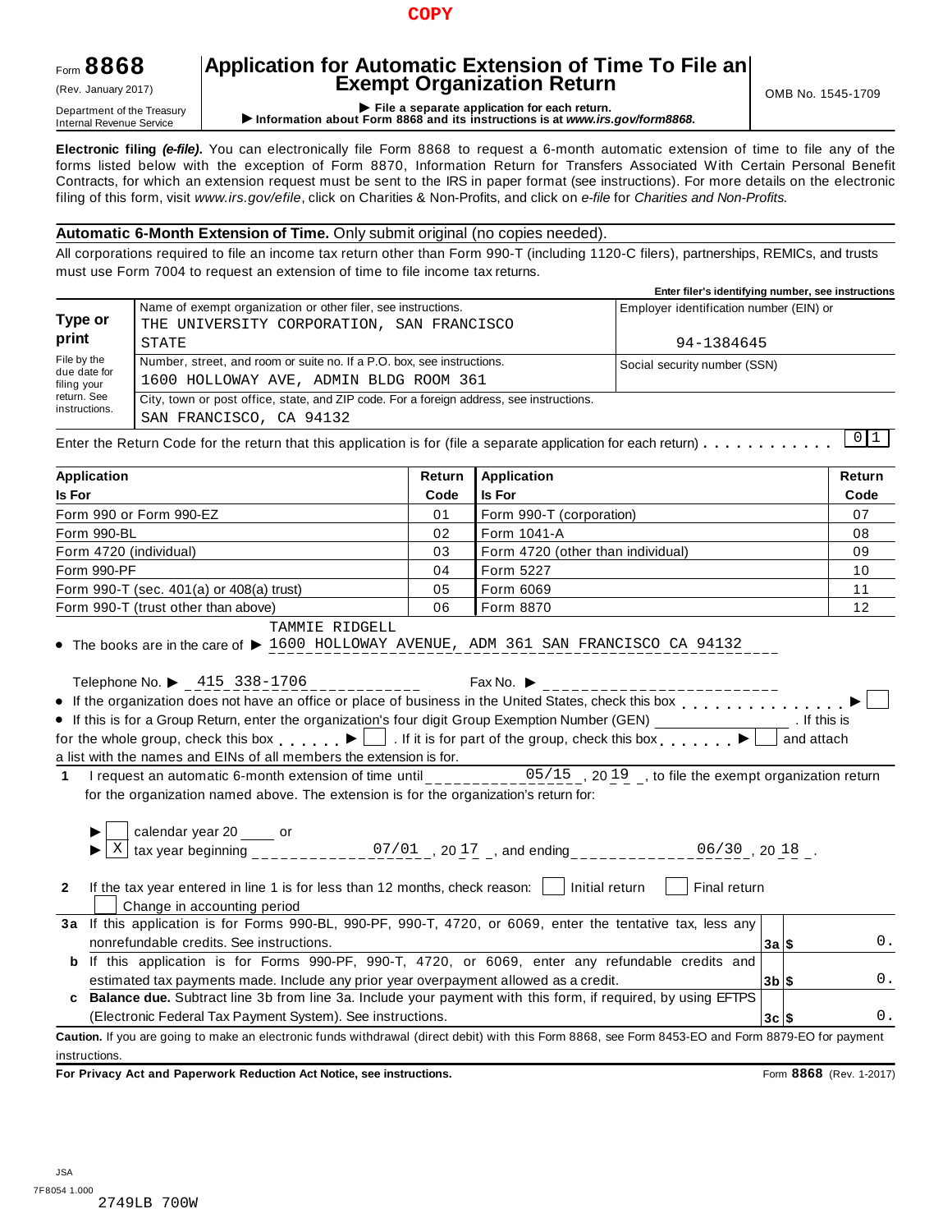COPY

Form **8868** (Rev. January 2017)

Department of the Treasury
Internal Revenue Service

# Application for Automatic Extension of Time To File an Exempt Organization Return

▶ **File a separate application for each return.**
▶ **Information about Form 8868 and its instructions is at *www.irs.gov/form8868.***

OMB No. 1545-1709

**Electronic filing *(e-file)*.** You can electronically file Form 8868 to request a 6-month automatic extension of time to file any of the forms listed below with the exception of Form 8870, Information Return for Transfers Associated With Certain Personal Benefit Contracts, for which an extension request must be sent to the IRS in paper format (see instructions). For more details on the electronic filing of this form, visit *www.irs.gov/efile*, click on Charities & Non-Profits, and click on *e-file* for *Charities and Non-Profits.*

**Automatic 6-Month Extension of Time.** Only submit original (no copies needed).

All corporations required to file an income tax return other than Form 990-T (including 1120-C filers), partnerships, REMICs, and trusts must use Form 7004 to request an extension of time to file income tax returns.

| **Type or print** File by the due date for filing your return. See instructions. | Name of exempt organization or other filer, see instructions. THE UNIVERSITY CORPORATION, SAN FRANCISCO STATE | **Enter filer's identifying number, see instructions** Employer identification number (EIN) or 94-1384645 |
|---|---|---|
| | Number, street, and room or suite no. If a P.O. box, see instructions. 1600 HOLLOWAY AVE, ADMIN BLDG ROOM 361 | Social security number (SSN) |
| | City, town or post office, state, and ZIP code. For a foreign address, see instructions. SAN FRANCISCO, CA 94132 | |

Enter the Return Code for the return that this application is for (file a separate application for each return) . . . . . . . . . . . 0 1

| Application Is For | Return Code | Application Is For | Return Code |
|---|---|---|---|
| Form 990 or Form 990-EZ | 01 | Form 990-T (corporation) | 07 |
| Form 990-BL | 02 | Form 1041-A | 08 |
| Form 4720 (individual) | 03 | Form 4720 (other than individual) | 09 |
| Form 990-PF | 04 | Form 5227 | 10 |
| Form 990-T (sec. 401(a) or 408(a) trust) | 05 | Form 6069 | 11 |
| Form 990-T (trust other than above) | 06 | Form 8870 | 12 |

- The books are in the care of ▶ TAMMIE RIDGELL 1600 HOLLOWAY AVENUE, ADM 361 SAN FRANCISCO CA 94132

  Telephone No. ▶ 415 338-1706    Fax No. ▶
- If the organization does not have an office or place of business in the United States, check this box . . . . . . . . . . . . . . ▶ ☐
- If this is for a Group Return, enter the organization's four digit Group Exemption Number (GEN) ________ . If this is for the whole group, check this box . . . . . . ▶ ☐ . If it is for part of the group, check this box . . . . . . . ▶ ☐ and attach a list with the names and EINs of all members the extension is for.

**1** I request an automatic 6-month extension of time until 05/15 , 20 19 , to file the exempt organization return for the organization named above. The extension is for the organization's return for:

▶ ☐ calendar year 20 ____ or
▶ ☒ tax year beginning 07/01 , 20 17 , and ending 06/30 , 20 18 .

**2** If the tax year entered in line 1 is for less than 12 months, check reason: ☐ Initial return ☐ Final return ☐ Change in accounting period

| | | | |
|---|---|---|---|
| **3a** | If this application is for Forms 990-BL, 990-PF, 990-T, 4720, or 6069, enter the tentative tax, less any nonrefundable credits. See instructions. | **3a** $ | 0. |
| **b** | If this application is for Forms 990-PF, 990-T, 4720, or 6069, enter any refundable credits and estimated tax payments made. Include any prior year overpayment allowed as a credit. | **3b** $ | 0. |
| **c** | **Balance due.** Subtract line 3b from line 3a. Include your payment with this form, if required, by using EFTPS (Electronic Federal Tax Payment System). See instructions. | **3c** $ | 0. |

**Caution.** If you are going to make an electronic funds withdrawal (direct debit) with this Form 8868, see Form 8453-EO and Form 8879-EO for payment instructions.

**For Privacy Act and Paperwork Reduction Act Notice, see instructions.** Form **8868** (Rev. 1-2017)

JSA
7F8054 1.000
2749LB 700W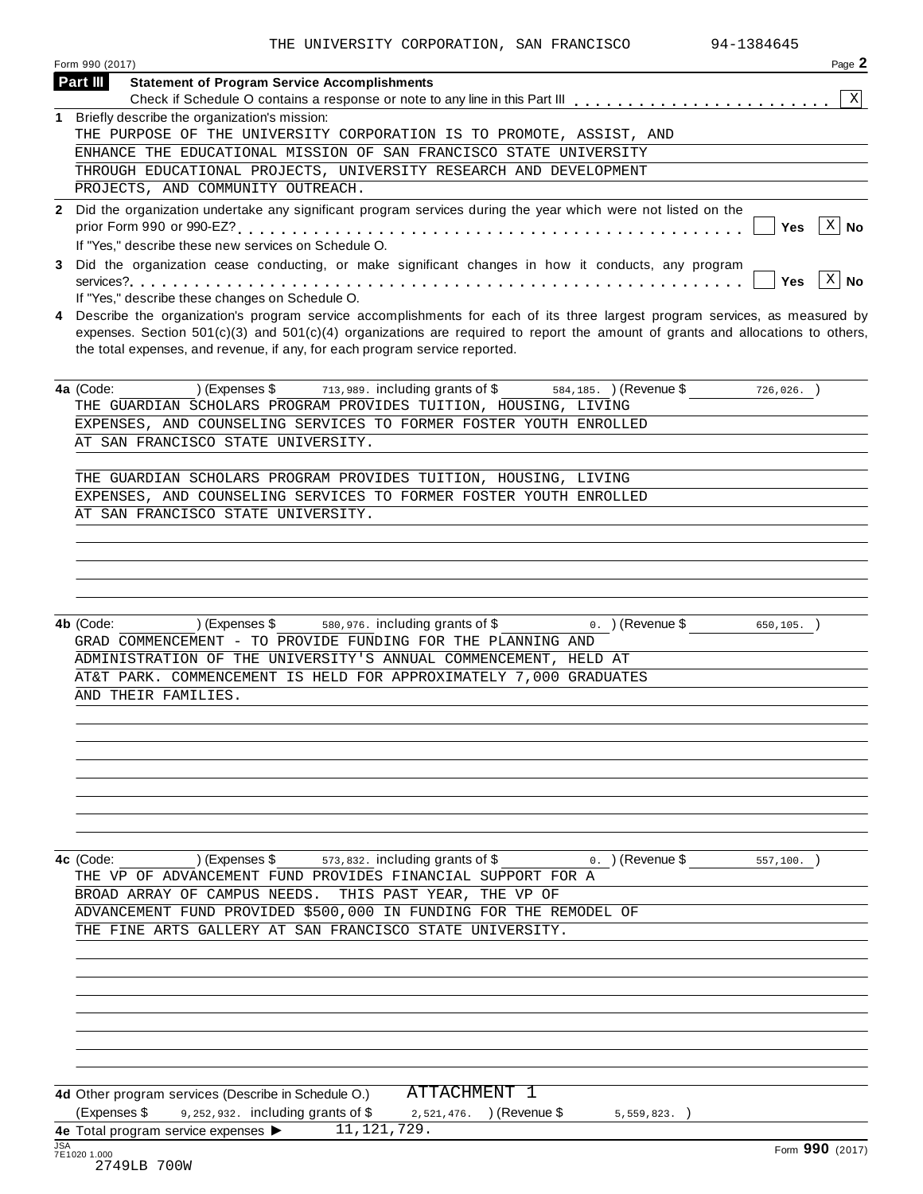THE UNIVERSITY CORPORATION, SAN FRANCISCO 94-1384645

Form 990 (2017) Page **2**

**Part III** **Statement of Program Service Accomplishments**

Check if Schedule O contains a response or note to any line in this Part III . . . . . . . . . . . . . . . . . . . . . . . . [X]

**1** Briefly describe the organization's mission:

THE PURPOSE OF THE UNIVERSITY CORPORATION IS TO PROMOTE, ASSIST, AND ENHANCE THE EDUCATIONAL MISSION OF SAN FRANCISCO STATE UNIVERSITY THROUGH EDUCATIONAL PROJECTS, UNIVERSITY RESEARCH AND DEVELOPMENT PROJECTS, AND COMMUNITY OUTREACH.

**2** Did the organization undertake any significant program services during the year which were not listed on the prior Form 990 or 990-EZ? . . . . . . . . . . . . . . . . . . . . . . . . . . . . . . . . . . . . . . . . . [ ] **Yes** [X] **No**

If "Yes," describe these new services on Schedule O.

**3** Did the organization cease conducting, or make significant changes in how it conducts, any program services? . . . . . . . . . . . . . . . . . . . . . . . . . . . . . . . . . . . . . . . . . . . . . . . . . . . . . . [ ] **Yes** [X] **No**

If "Yes," describe these changes on Schedule O.

**4** Describe the organization's program service accomplishments for each of its three largest program services, as measured by expenses. Section 501(c)(3) and 501(c)(4) organizations are required to report the amount of grants and allocations to others, the total expenses, and revenue, if any, for each program service reported.

**4a** (Code: ) (Expenses $ 713,989. including grants of $ 584,185. ) (Revenue $ 726,026. )

THE GUARDIAN SCHOLARS PROGRAM PROVIDES TUITION, HOUSING, LIVING EXPENSES, AND COUNSELING SERVICES TO FORMER FOSTER YOUTH ENROLLED AT SAN FRANCISCO STATE UNIVERSITY.

THE GUARDIAN SCHOLARS PROGRAM PROVIDES TUITION, HOUSING, LIVING EXPENSES, AND COUNSELING SERVICES TO FORMER FOSTER YOUTH ENROLLED AT SAN FRANCISCO STATE UNIVERSITY.

**4b** (Code: ) (Expenses $ 580,976. including grants of $ 0. ) (Revenue $ 650,105. )

GRAD COMMENCEMENT - TO PROVIDE FUNDING FOR THE PLANNING AND ADMINISTRATION OF THE UNIVERSITY'S ANNUAL COMMENCEMENT, HELD AT AT&T PARK. COMMENCEMENT IS HELD FOR APPROXIMATELY 7,000 GRADUATES AND THEIR FAMILIES.

**4c** (Code: ) (Expenses $ 573,832. including grants of $ 0. ) (Revenue $ 557,100. )

THE VP OF ADVANCEMENT FUND PROVIDES FINANCIAL SUPPORT FOR A BROAD ARRAY OF CAMPUS NEEDS. THIS PAST YEAR, THE VP OF ADVANCEMENT FUND PROVIDED $500,000 IN FUNDING FOR THE REMODEL OF THE FINE ARTS GALLERY AT SAN FRANCISCO STATE UNIVERSITY.

**4d** Other program services (Describe in Schedule O.) ATTACHMENT 1

(Expenses $ 9,252,932. including grants of $ 2,521,476. ) (Revenue $ 5,559,823. )

**4e** Total program service expenses ▶ 11,121,729.

JSA 7E1020 1.000 Form **990** (2017)

2749LB 700W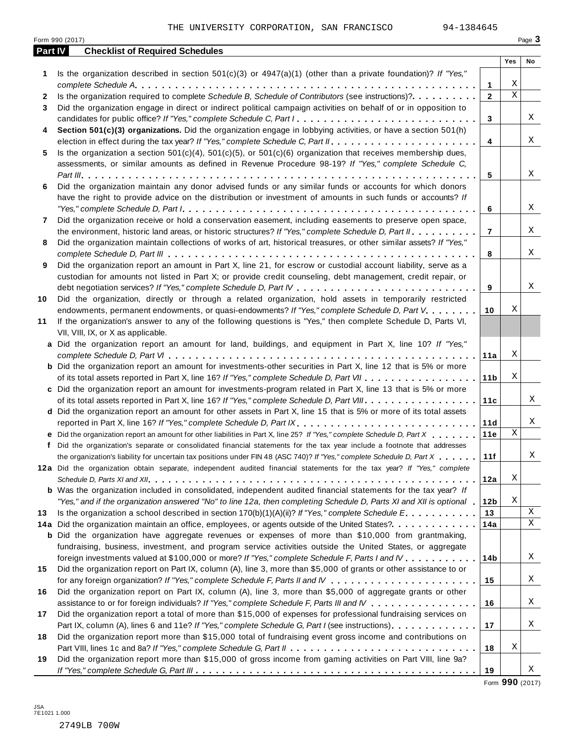THE UNIVERSITY CORPORATION, SAN FRANCISCO 94-1384645

Form 990 (2017)

## Part IV Checklist of Required Schedules

| | | | Yes | No |
|---|---|---|---|---|
| 1 | Is the organization described in section 501(c)(3) or 4947(a)(1) (other than a private foundation)? *If "Yes," complete Schedule A* | 1 | X | |
| 2 | Is the organization required to complete *Schedule B, Schedule of Contributors* (see instructions)? | 2 | X | |
| 3 | Did the organization engage in direct or indirect political campaign activities on behalf of or in opposition to candidates for public office? *If "Yes," complete Schedule C, Part I* | 3 | | X |
| 4 | **Section 501(c)(3) organizations.** Did the organization engage in lobbying activities, or have a section 501(h) election in effect during the tax year? *If "Yes," complete Schedule C, Part II* | 4 | | X |
| 5 | Is the organization a section 501(c)(4), 501(c)(5), or 501(c)(6) organization that receives membership dues, assessments, or similar amounts as defined in Revenue Procedure 98-19? *If "Yes," complete Schedule C, Part III* | 5 | | X |
| 6 | Did the organization maintain any donor advised funds or any similar funds or accounts for which donors have the right to provide advice on the distribution or investment of amounts in such funds or accounts? *If "Yes," complete Schedule D, Part I* | 6 | | X |
| 7 | Did the organization receive or hold a conservation easement, including easements to preserve open space, the environment, historic land areas, or historic structures? *If "Yes," complete Schedule D, Part II* | 7 | | X |
| 8 | Did the organization maintain collections of works of art, historical treasures, or other similar assets? *If "Yes," complete Schedule D, Part III* | 8 | | X |
| 9 | Did the organization report an amount in Part X, line 21, for escrow or custodial account liability, serve as a custodian for amounts not listed in Part X; or provide credit counseling, debt management, credit repair, or debt negotiation services? *If "Yes," complete Schedule D, Part IV* | 9 | | X |
| 10 | Did the organization, directly or through a related organization, hold assets in temporarily restricted endowments, permanent endowments, or quasi-endowments? *If "Yes," complete Schedule D, Part V* | 10 | X | |
| 11 | If the organization's answer to any of the following questions is "Yes," then complete Schedule D, Parts VI, VII, VIII, IX, or X as applicable. | | | |
| a | Did the organization report an amount for land, buildings, and equipment in Part X, line 10? *If "Yes," complete Schedule D, Part VI* | 11a | X | |
| b | Did the organization report an amount for investments-other securities in Part X, line 12 that is 5% or more of its total assets reported in Part X, line 16? *If "Yes," complete Schedule D, Part VII* | 11b | X | |
| c | Did the organization report an amount for investments-program related in Part X, line 13 that is 5% or more of its total assets reported in Part X, line 16? *If "Yes," complete Schedule D, Part VIII* | 11c | | X |
| d | Did the organization report an amount for other assets in Part X, line 15 that is 5% or more of its total assets reported in Part X, line 16? *If "Yes," complete Schedule D, Part IX* | 11d | | X |
| e | Did the organization report an amount for other liabilities in Part X, line 25? *If "Yes," complete Schedule D, Part X* | 11e | X | |
| f | Did the organization's separate or consolidated financial statements for the tax year include a footnote that addresses the organization's liability for uncertain tax positions under FIN 48 (ASC 740)? *If "Yes," complete Schedule D, Part X* | 11f | | X |
| 12a | Did the organization obtain separate, independent audited financial statements for the tax year? *If "Yes," complete Schedule D, Parts XI and XII* | 12a | X | |
| b | Was the organization included in consolidated, independent audited financial statements for the tax year? *If "Yes," and if the organization answered "No" to line 12a, then completing Schedule D, Parts XI and XII is optional* | 12b | X | |
| 13 | Is the organization a school described in section 170(b)(1)(A)(ii)? *If "Yes," complete Schedule E* | 13 | | X |
| 14a | Did the organization maintain an office, employees, or agents outside of the United States? | 14a | | X |
| b | Did the organization have aggregate revenues or expenses of more than $10,000 from grantmaking, fundraising, business, investment, and program service activities outside the United States, or aggregate foreign investments valued at $100,000 or more? *If "Yes," complete Schedule F, Parts I and IV* | 14b | | X |
| 15 | Did the organization report on Part IX, column (A), line 3, more than $5,000 of grants or other assistance to or for any foreign organization? *If "Yes," complete Schedule F, Parts II and IV* | 15 | | X |
| 16 | Did the organization report on Part IX, column (A), line 3, more than $5,000 of aggregate grants or other assistance to or for foreign individuals? *If "Yes," complete Schedule F, Parts III and IV* | 16 | | X |
| 17 | Did the organization report a total of more than $15,000 of expenses for professional fundraising services on Part IX, column (A), lines 6 and 11e? *If "Yes," complete Schedule G, Part I* (see instructions) | 17 | | X |
| 18 | Did the organization report more than $15,000 total of fundraising event gross income and contributions on Part VIII, lines 1c and 8a? *If "Yes," complete Schedule G, Part II* | 18 | X | |
| 19 | Did the organization report more than $15,000 of gross income from gaming activities on Part VIII, line 9a? *If "Yes," complete Schedule G, Part III* | 19 | | X |

Form **990** (2017)

JSA
7E1021 1.000

2749LB 700W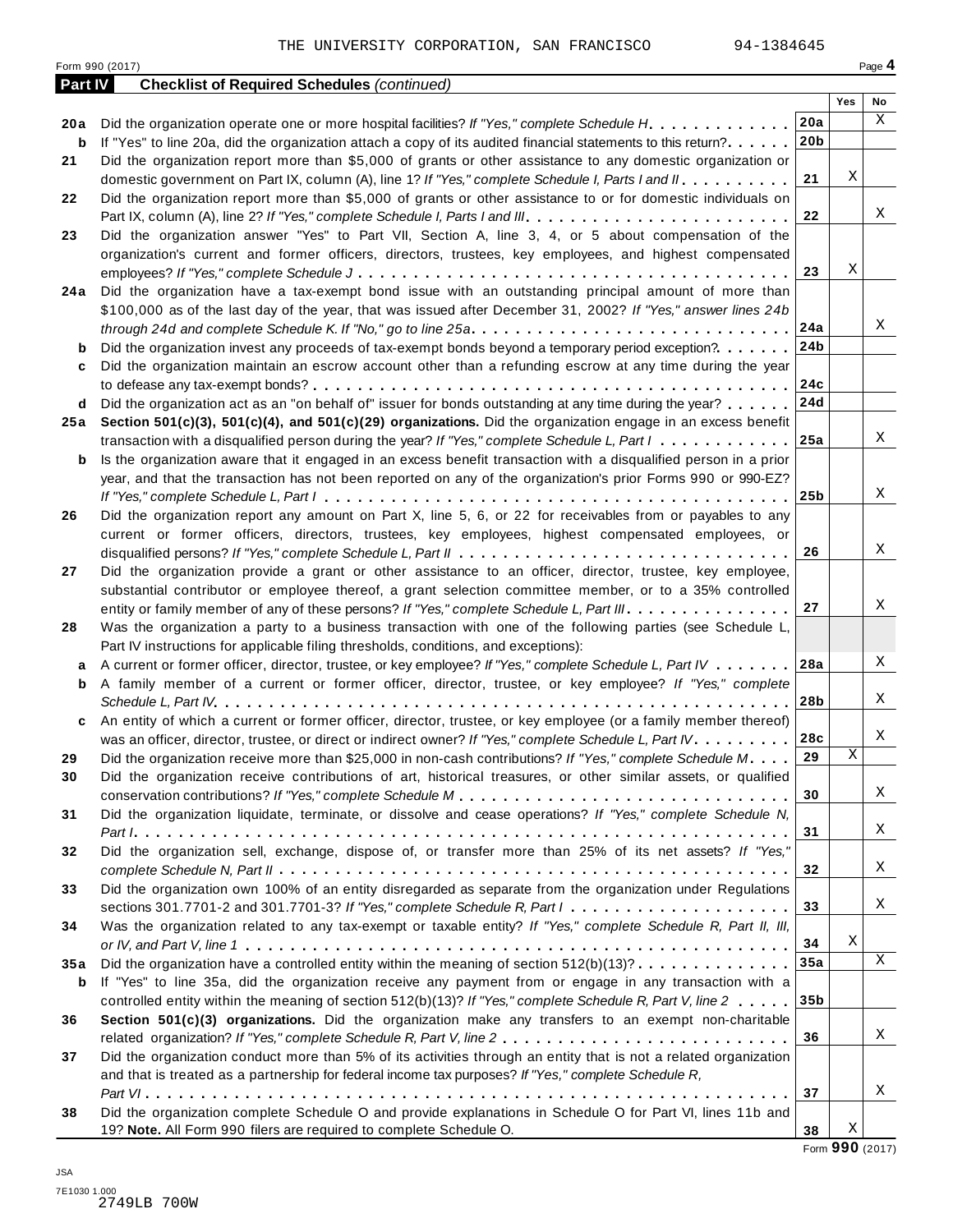THE UNIVERSITY CORPORATION, SAN FRANCISCO 94-1384645

## Part IV Checklist of Required Schedules *(continued)*

| | | | Yes | No |
|---|---|---|---|---|
| 20a | Did the organization operate one or more hospital facilities? *If "Yes," complete Schedule H* | 20a | | X |
| b | If "Yes" to line 20a, did the organization attach a copy of its audited financial statements to this return? | 20b | | |
| 21 | Did the organization report more than $5,000 of grants or other assistance to any domestic organization or domestic government on Part IX, column (A), line 1? *If "Yes," complete Schedule I, Parts I and II* | 21 | X | |
| 22 | Did the organization report more than $5,000 of grants or other assistance to or for domestic individuals on Part IX, column (A), line 2? *If "Yes," complete Schedule I, Parts I and III* | 22 | | X |
| 23 | Did the organization answer "Yes" to Part VII, Section A, line 3, 4, or 5 about compensation of the organization's current and former officers, directors, trustees, key employees, and highest compensated employees? *If "Yes," complete Schedule J* | 23 | X | |
| 24a | Did the organization have a tax-exempt bond issue with an outstanding principal amount of more than $100,000 as of the last day of the year, that was issued after December 31, 2002? *If "Yes," answer lines 24b through 24d and complete Schedule K. If "No," go to line 25a* | 24a | | X |
| b | Did the organization invest any proceeds of tax-exempt bonds beyond a temporary period exception? | 24b | | |
| c | Did the organization maintain an escrow account other than a refunding escrow at any time during the year to defease any tax-exempt bonds? | 24c | | |
| d | Did the organization act as an "on behalf of" issuer for bonds outstanding at any time during the year? | 24d | | |
| 25a | **Section 501(c)(3), 501(c)(4), and 501(c)(29) organizations.** Did the organization engage in an excess benefit transaction with a disqualified person during the year? *If "Yes," complete Schedule L, Part I* | 25a | | X |
| b | Is the organization aware that it engaged in an excess benefit transaction with a disqualified person in a prior year, and that the transaction has not been reported on any of the organization's prior Forms 990 or 990-EZ? *If "Yes," complete Schedule L, Part I* | 25b | | X |
| 26 | Did the organization report any amount on Part X, line 5, 6, or 22 for receivables from or payables to any current or former officers, directors, trustees, key employees, highest compensated employees, or disqualified persons? *If "Yes," complete Schedule L, Part II* | 26 | | X |
| 27 | Did the organization provide a grant or other assistance to an officer, director, trustee, key employee, substantial contributor or employee thereof, a grant selection committee member, or to a 35% controlled entity or family member of any of these persons? *If "Yes," complete Schedule L, Part III* | 27 | | X |
| 28 | Was the organization a party to a business transaction with one of the following parties (see Schedule L, Part IV instructions for applicable filing thresholds, conditions, and exceptions): | | | |
| a | A current or former officer, director, trustee, or key employee? *If "Yes," complete Schedule L, Part IV* | 28a | | X |
| b | A family member of a current or former officer, director, trustee, or key employee? *If "Yes," complete Schedule L, Part IV* | 28b | | X |
| c | An entity of which a current or former officer, director, trustee, or key employee (or a family member thereof) was an officer, director, trustee, or direct or indirect owner? *If "Yes," complete Schedule L, Part IV* | 28c | | X |
| 29 | Did the organization receive more than $25,000 in non-cash contributions? *If "Yes," complete Schedule M* | 29 | X | |
| 30 | Did the organization receive contributions of art, historical treasures, or other similar assets, or qualified conservation contributions? *If "Yes," complete Schedule M* | 30 | | X |
| 31 | Did the organization liquidate, terminate, or dissolve and cease operations? *If "Yes," complete Schedule N, Part I* | 31 | | X |
| 32 | Did the organization sell, exchange, dispose of, or transfer more than 25% of its net assets? *If "Yes," complete Schedule N, Part II* | 32 | | X |
| 33 | Did the organization own 100% of an entity disregarded as separate from the organization under Regulations sections 301.7701-2 and 301.7701-3? *If "Yes," complete Schedule R, Part I* | 33 | | X |
| 34 | Was the organization related to any tax-exempt or taxable entity? *If "Yes," complete Schedule R, Part II, III, or IV, and Part V, line 1* | 34 | X | |
| 35a | Did the organization have a controlled entity within the meaning of section 512(b)(13)? | 35a | | X |
| b | If "Yes" to line 35a, did the organization receive any payment from or engage in any transaction with a controlled entity within the meaning of section 512(b)(13)? *If "Yes," complete Schedule R, Part V, line 2* | 35b | | |
| 36 | **Section 501(c)(3) organizations.** Did the organization make any transfers to an exempt non-charitable related organization? *If "Yes," complete Schedule R, Part V, line 2* | 36 | | X |
| 37 | Did the organization conduct more than 5% of its activities through an entity that is not a related organization and that is treated as a partnership for federal income tax purposes? *If "Yes," complete Schedule R, Part VI* | 37 | | X |
| 38 | Did the organization complete Schedule O and provide explanations in Schedule O for Part VI, lines 11b and 19? **Note.** All Form 990 filers are required to complete Schedule O. | 38 | X | |

Form **990** (2017)

JSA
7E1030 1.000
2749LB 700W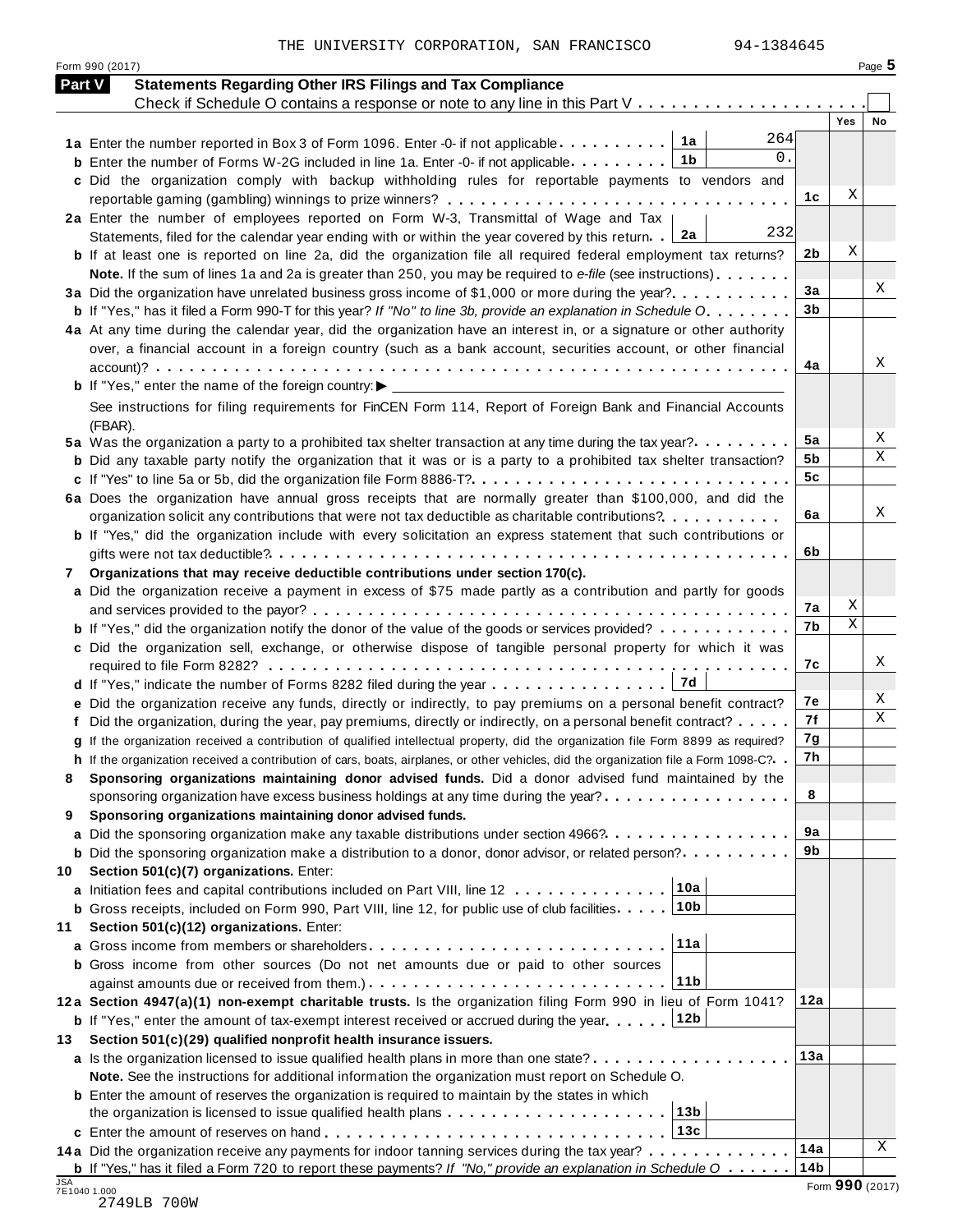THE UNIVERSITY CORPORATION, SAN FRANCISCO 94-1384645

## Part V Statements Regarding Other IRS Filings and Tax Compliance

Check if Schedule O contains a response or note to any line in this Part V . . . . . . . . . . . . . . . . . . . . . ☐

| | | | | Yes | No |
|---|---|---|---|---|---|
| **1a** | Enter the number reported in Box 3 of Form 1096. Enter -0- if not applicable | 1a | 264 | | |
| **b** | Enter the number of Forms W-2G included in line 1a. Enter -0- if not applicable | 1b | 0. | | |
| **c** | Did the organization comply with backup withholding rules for reportable payments to vendors and reportable gaming (gambling) winnings to prize winners? | | 1c | X | |
| **2a** | Enter the number of employees reported on Form W-3, Transmittal of Wage and Tax Statements, filed for the calendar year ending with or within the year covered by this return | 2a | 232 | | |
| **b** | If at least one is reported on line 2a, did the organization file all required federal employment tax returns? | | 2b | X | |
| | **Note.** If the sum of lines 1a and 2a is greater than 250, you may be required to *e-file* (see instructions) | | | | |
| **3a** | Did the organization have unrelated business gross income of $1,000 or more during the year? | | 3a | | X |
| **b** | If "Yes," has it filed a Form 990-T for this year? *If "No" to line 3b, provide an explanation in Schedule O* | | 3b | | |
| **4a** | At any time during the calendar year, did the organization have an interest in, or a signature or other authority over, a financial account in a foreign country (such as a bank account, securities account, or other financial account)? | | 4a | | X |
| **b** | If "Yes," enter the name of the foreign country: ▶ | | | | |
| | See instructions for filing requirements for FinCEN Form 114, Report of Foreign Bank and Financial Accounts (FBAR). | | | | |
| **5a** | Was the organization a party to a prohibited tax shelter transaction at any time during the tax year? | | 5a | | X |
| **b** | Did any taxable party notify the organization that it was or is a party to a prohibited tax shelter transaction? | | 5b | | X |
| **c** | If "Yes" to line 5a or 5b, did the organization file Form 8886-T? | | 5c | | |
| **6a** | Does the organization have annual gross receipts that are normally greater than $100,000, and did the organization solicit any contributions that were not tax deductible as charitable contributions? | | 6a | | X |
| **b** | If "Yes," did the organization include with every solicitation an express statement that such contributions or gifts were not tax deductible? | | 6b | | |
| **7** | **Organizations that may receive deductible contributions under section 170(c).** | | | | |
| **a** | Did the organization receive a payment in excess of $75 made partly as a contribution and partly for goods and services provided to the payor? | | 7a | X | |
| **b** | If "Yes," did the organization notify the donor of the value of the goods or services provided? | | 7b | X | |
| **c** | Did the organization sell, exchange, or otherwise dispose of tangible personal property for which it was required to file Form 8282? | | 7c | | X |
| **d** | If "Yes," indicate the number of Forms 8282 filed during the year | 7d | | | |
| **e** | Did the organization receive any funds, directly or indirectly, to pay premiums on a personal benefit contract? | | 7e | | X |
| **f** | Did the organization, during the year, pay premiums, directly or indirectly, on a personal benefit contract? | | 7f | | X |
| **g** | If the organization received a contribution of qualified intellectual property, did the organization file Form 8899 as required? | | 7g | | |
| **h** | If the organization received a contribution of cars, boats, airplanes, or other vehicles, did the organization file a Form 1098-C? | | 7h | | |
| **8** | **Sponsoring organizations maintaining donor advised funds.** Did a donor advised fund maintained by the sponsoring organization have excess business holdings at any time during the year? | | 8 | | |
| **9** | **Sponsoring organizations maintaining donor advised funds.** | | | | |
| **a** | Did the sponsoring organization make any taxable distributions under section 4966? | | 9a | | |
| **b** | Did the sponsoring organization make a distribution to a donor, donor advisor, or related person? | | 9b | | |
| **10** | **Section 501(c)(7) organizations.** Enter: | | | | |
| **a** | Initiation fees and capital contributions included on Part VIII, line 12 | 10a | | | |
| **b** | Gross receipts, included on Form 990, Part VIII, line 12, for public use of club facilities | 10b | | | |
| **11** | **Section 501(c)(12) organizations.** Enter: | | | | |
| **a** | Gross income from members or shareholders | 11a | | | |
| **b** | Gross income from other sources (Do not net amounts due or paid to other sources against amounts due or received from them.) | 11b | | | |
| **12a** | **Section 4947(a)(1) non-exempt charitable trusts.** Is the organization filing Form 990 in lieu of Form 1041? | | 12a | | |
| **b** | If "Yes," enter the amount of tax-exempt interest received or accrued during the year | 12b | | | |
| **13** | **Section 501(c)(29) qualified nonprofit health insurance issuers.** | | | | |
| **a** | Is the organization licensed to issue qualified health plans in more than one state? | | 13a | | |
| | **Note.** See the instructions for additional information the organization must report on Schedule O. | | | | |
| **b** | Enter the amount of reserves the organization is required to maintain by the states in which the organization is licensed to issue qualified health plans | 13b | | | |
| **c** | Enter the amount of reserves on hand | 13c | | | |
| **14a** | Did the organization receive any payments for indoor tanning services during the tax year? | | 14a | | X |
| **b** | If "Yes," has it filed a Form 720 to report these payments? *If "No," provide an explanation in Schedule O* | | 14b | | |

Form **990** (2017)

JSA 7E1040 1.000
2749LB 700W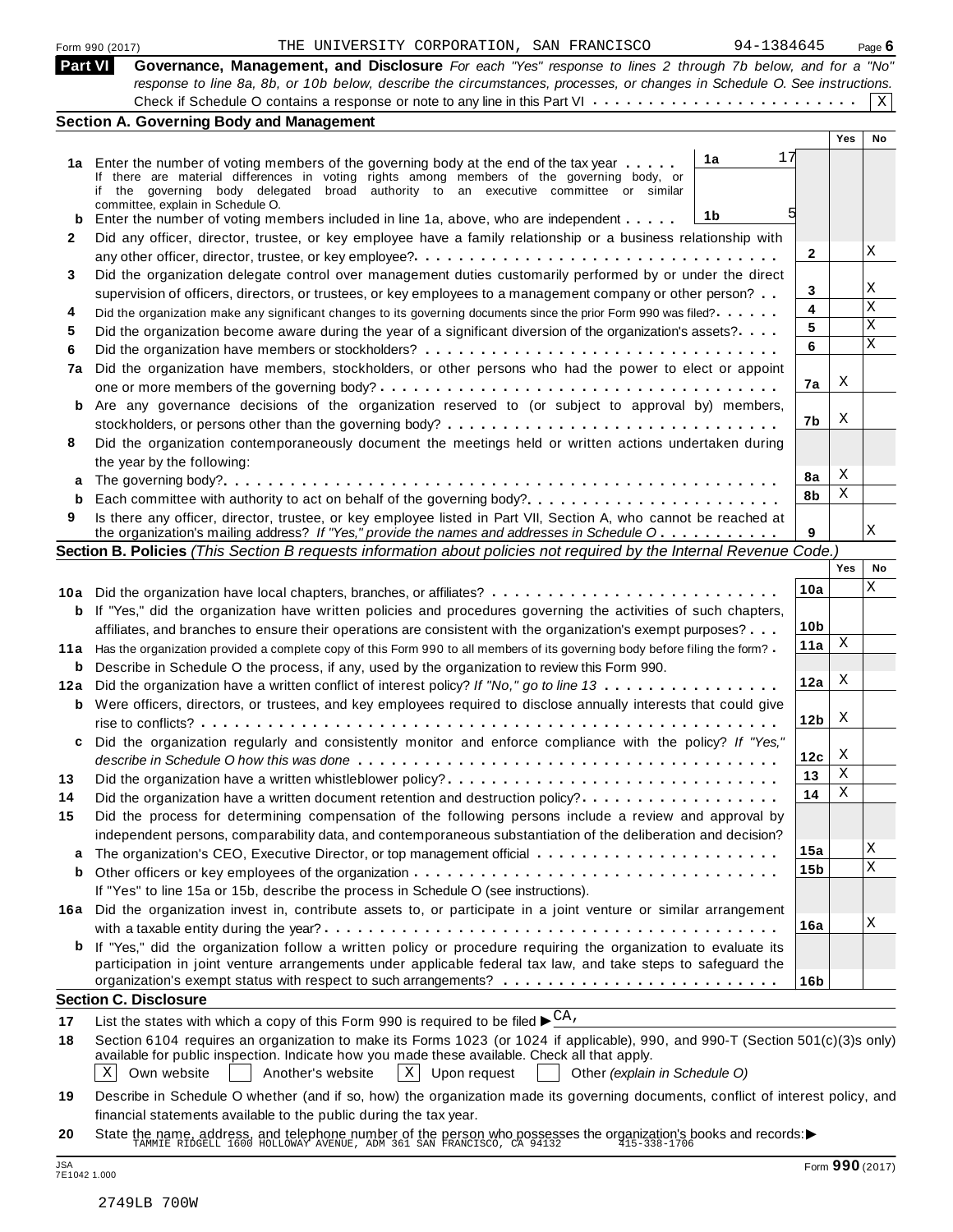Form 990 (2017) THE UNIVERSITY CORPORATION, SAN FRANCISCO 94-1384645 Page 6

## Part VI Governance, Management, and Disclosure

*For each "Yes" response to lines 2 through 7b below, and for a "No" response to line 8a, 8b, or 10b below, describe the circumstances, processes, or changes in Schedule O. See instructions.*

Check if Schedule O contains a response or note to any line in this Part VI . . . . . . . . . . . . . . . . . . . . . . . . . [X]

### Section A. Governing Body and Management

| | | | | Yes | No |
|---|---|---|---|---|---|
| 1a | Enter the number of voting members of the governing body at the end of the tax year . . . . . If there are material differences in voting rights among members of the governing body, or if the governing body delegated broad authority to an executive committee or similar committee, explain in Schedule O. | 1a | 17 | | |
| b | Enter the number of voting members included in line 1a, above, who are independent . . . . . | 1b | 5 | | |
| 2 | Did any officer, director, trustee, or key employee have a family relationship or a business relationship with any other officer, director, trustee, or key employee? . . . . . | 2 | | | X |
| 3 | Did the organization delegate control over management duties customarily performed by or under the direct supervision of officers, directors, or trustees, or key employees to a management company or other person? . . | 3 | | | X |
| 4 | Did the organization make any significant changes to its governing documents since the prior Form 990 was filed? . . . . . | 4 | | | X |
| 5 | Did the organization become aware during the year of a significant diversion of the organization's assets? . . . . | 5 | | | X |
| 6 | Did the organization have members or stockholders? . . . . . | 6 | | | X |
| 7a | Did the organization have members, stockholders, or other persons who had the power to elect or appoint one or more members of the governing body? . . . . . | 7a | | X | |
| b | Are any governance decisions of the organization reserved to (or subject to approval by) members, stockholders, or persons other than the governing body? . . . . . | 7b | | X | |
| 8 | Did the organization contemporaneously document the meetings held or written actions undertaken during the year by the following: | | | | |
| a | The governing body? . . . . . | 8a | | X | |
| b | Each committee with authority to act on behalf of the governing body? . . . . . | 8b | | X | |
| 9 | Is there any officer, director, trustee, or key employee listed in Part VII, Section A, who cannot be reached at the organization's mailing address? *If "Yes," provide the names and addresses in Schedule O* . . . . . | 9 | | | X |

### Section B. Policies *(This Section B requests information about policies not required by the Internal Revenue Code.)*

| | | | Yes | No |
|---|---|---|---|---|
| 10a | Did the organization have local chapters, branches, or affiliates? . . . . . | 10a | | X |
| b | If "Yes," did the organization have written policies and procedures governing the activities of such chapters, affiliates, and branches to ensure their operations are consistent with the organization's exempt purposes? . . . | 10b | | |
| 11a | Has the organization provided a complete copy of this Form 990 to all members of its governing body before filing the form? . | 11a | X | |
| b | Describe in Schedule O the process, if any, used by the organization to review this Form 990. | | | |
| 12a | Did the organization have a written conflict of interest policy? *If "No," go to line 13* . . . . . | 12a | X | |
| b | Were officers, directors, or trustees, and key employees required to disclose annually interests that could give rise to conflicts? . . . . . | 12b | X | |
| c | Did the organization regularly and consistently monitor and enforce compliance with the policy? *If "Yes," describe in Schedule O how this was done* . . . . . | 12c | X | |
| 13 | Did the organization have a written whistleblower policy? . . . . . | 13 | X | |
| 14 | Did the organization have a written document retention and destruction policy? . . . . . | 14 | X | |
| 15 | Did the process for determining compensation of the following persons include a review and approval by independent persons, comparability data, and contemporaneous substantiation of the deliberation and decision? | | | |
| a | The organization's CEO, Executive Director, or top management official . . . . . | 15a | | X |
| b | Other officers or key employees of the organization . . . . . | 15b | | X |
| | If "Yes" to line 15a or 15b, describe the process in Schedule O (see instructions). | | | |
| 16a | Did the organization invest in, contribute assets to, or participate in a joint venture or similar arrangement with a taxable entity during the year? . . . . . | 16a | | X |
| b | If "Yes," did the organization follow a written policy or procedure requiring the organization to evaluate its participation in joint venture arrangements under applicable federal tax law, and take steps to safeguard the organization's exempt status with respect to such arrangements? . . . . . | 16b | | |

### Section C. Disclosure

**17** List the states with which a copy of this Form 990 is required to be filed ▶ CA,

**18** Section 6104 requires an organization to make its Forms 1023 (or 1024 if applicable), 990, and 990-T (Section 501(c)(3)s only) available for public inspection. Indicate how you made these available. Check all that apply.

[X] Own website [ ] Another's website [X] Upon request [ ] Other *(explain in Schedule O)*

**19** Describe in Schedule O whether (and if so, how) the organization made its governing documents, conflict of interest policy, and financial statements available to the public during the tax year.

**20** State the name, address, and telephone number of the person who possesses the organization's books and records: ▶
TAMMIE RIDGELL 1600 HOLLOWAY AVENUE, ADM 361 SAN FRANCISCO, CA 94132 415-338-1706

JSA
7E1042 1.000

Form 990 (2017)

2749LB 700W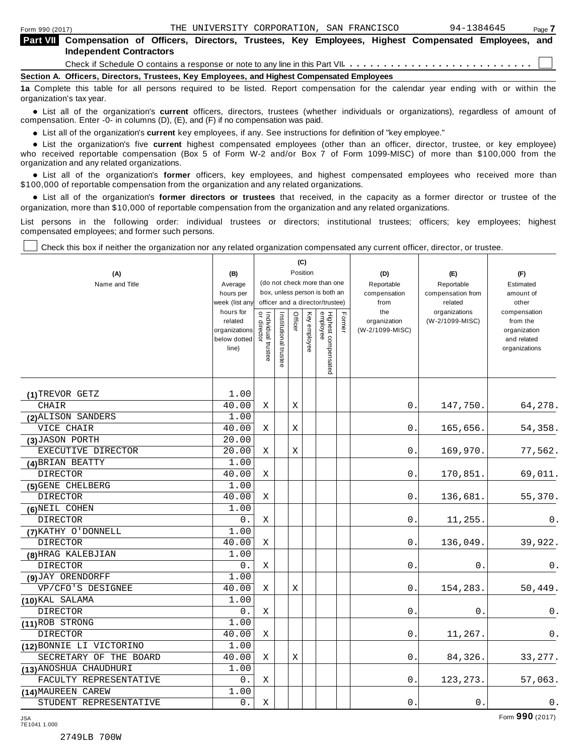THE UNIVERSITY CORPORATION, SAN FRANCISCO 94-1384645

**Part VII Compensation of Officers, Directors, Trustees, Key Employees, Highest Compensated Employees, and Independent Contractors**

Check if Schedule O contains a response or note to any line in this Part VII . . . . . . . . . . . . . . . . . . . . . . . . . . . ☐

**Section A. Officers, Directors, Trustees, Key Employees, and Highest Compensated Employees**

**1a** Complete this table for all persons required to be listed. Report compensation for the calendar year ending with or within the organization's tax year.

- List all of the organization's **current** officers, directors, trustees (whether individuals or organizations), regardless of amount of compensation. Enter -0- in columns (D), (E), and (F) if no compensation was paid.
- List all of the organization's **current** key employees, if any. See instructions for definition of "key employee."
- List the organization's five **current** highest compensated employees (other than an officer, director, trustee, or key employee) who received reportable compensation (Box 5 of Form W-2 and/or Box 7 of Form 1099-MISC) of more than $100,000 from the organization and any related organizations.
- List all of the organization's **former** officers, key employees, and highest compensated employees who received more than $100,000 of reportable compensation from the organization and any related organizations.
- List all of the organization's **former directors or trustees** that received, in the capacity as a former director or trustee of the organization, more than $10,000 of reportable compensation from the organization and any related organizations.

List persons in the following order: individual trustees or directors; institutional trustees; officers; key employees; highest compensated employees; and former such persons.

☐ Check this box if neither the organization nor any related organization compensated any current officer, director, or trustee.

| (A) Name and Title | (B) Average hours per week (list any hours for related organizations below dotted line) | (C) Position: Individual trustee or director | Institutional trustee | Officer | Key employee | Highest compensated employee | Former | (D) Reportable compensation from the organization (W-2/1099-MISC) | (E) Reportable compensation from related organizations (W-2/1099-MISC) | (F) Estimated amount of other compensation from the organization and related organizations |
|---|---|---|---|---|---|---|---|---|---|---|
| (1) TREVOR GETZ<br>CHAIR | 1.00<br>40.00 | X | | X | | | | 0. | 147,750. | 64,278. |
| (2) ALISON SANDERS<br>VICE CHAIR | 1.00<br>40.00 | X | | X | | | | 0. | 165,656. | 54,358. |
| (3) JASON PORTH<br>EXECUTIVE DIRECTOR | 20.00<br>20.00 | X | | X | | | | 0. | 169,970. | 77,562. |
| (4) BRIAN BEATTY<br>DIRECTOR | 1.00<br>40.00 | X | | | | | | 0. | 170,851. | 69,011. |
| (5) GENE CHELBERG<br>DIRECTOR | 1.00<br>40.00 | X | | | | | | 0. | 136,681. | 55,370. |
| (6) NEIL COHEN<br>DIRECTOR | 1.00<br>0. | X | | | | | | 0. | 11,255. | 0. |
| (7) KATHY O'DONNELL<br>DIRECTOR | 1.00<br>40.00 | X | | | | | | 0. | 136,049. | 39,922. |
| (8) HRAG KALEBJIAN<br>DIRECTOR | 1.00<br>0. | X | | | | | | 0. | 0. | 0. |
| (9) JAY ORENDORFF<br>VP/CFO'S DESIGNEE | 1.00<br>40.00 | X | | X | | | | 0. | 154,283. | 50,449. |
| (10) KAL SALAMA<br>DIRECTOR | 1.00<br>0. | X | | | | | | 0. | 0. | 0. |
| (11) ROB STRONG<br>DIRECTOR | 1.00<br>40.00 | X | | | | | | 0. | 11,267. | 0. |
| (12) BONNIE LI VICTORINO<br>SECRETARY OF THE BOARD | 1.00<br>40.00 | X | | X | | | | 0. | 84,326. | 33,277. |
| (13) ANOSHUA CHAUDHURI<br>FACULTY REPRESENTATIVE | 1.00<br>0. | X | | | | | | 0. | 123,273. | 57,063. |
| (14) MAUREEN CAREW<br>STUDENT REPRESENTATIVE | 1.00<br>0. | X | | | | | | 0. | 0. | 0. |

2749LB 700W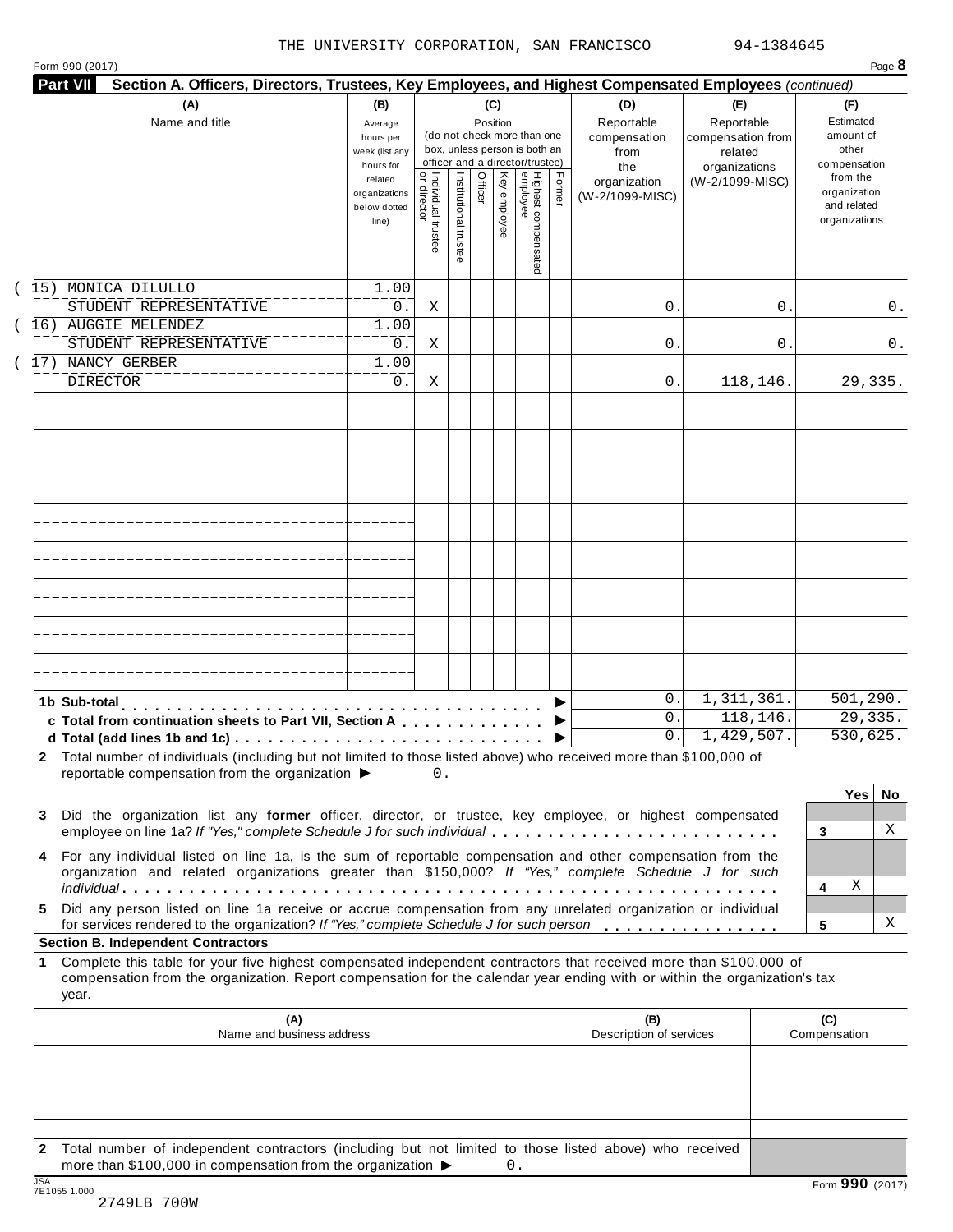THE UNIVERSITY CORPORATION, SAN FRANCISCO 94-1384645

Form 990 (2017) Page **8**

**Part VII** **Section A. Officers, Directors, Trustees, Key Employees, and Highest Compensated Employees** *(continued)*

| (A) Name and title | (B) Average hours per week (list any hours for related organizations below dotted line) | (C) Position: Individual trustee or director | Institutional trustee | Officer | Key employee | Highest compensated employee | Former | (D) Reportable compensation from the organization (W-2/1099-MISC) | (E) Reportable compensation from related organizations (W-2/1099-MISC) | (F) Estimated amount of other compensation from the organization and related organizations |
|---|---|---|---|---|---|---|---|---|---|---|
| (15) MONICA DILULLO<br>STUDENT REPRESENTATIVE | 1.00<br>0. | X | | | | | | 0. | 0. | 0. |
| (16) AUGGIE MELENDEZ<br>STUDENT REPRESENTATIVE | 1.00<br>0. | X | | | | | | 0. | 0. | 0. |
| (17) NANCY GERBER<br>DIRECTOR | 1.00<br>0. | X | | | | | | 0. | 118,146. | 29,335. |
| | | | | | | | | | | |
| | | | | | | | | | | |
| | | | | | | | | | | |
| | | | | | | | | | | |
| | | | | | | | | | | |
| | | | | | | | | | | |
| | | | | | | | | | | |
| | | | | | | | | | | |
| **1b Sub-total** | | | | | | | ▶ | 0. | 1,311,361. | 501,290. |
| **c Total from continuation sheets to Part VII, Section A** | | | | | | | ▶ | 0. | 118,146. | 29,335. |
| **d Total (add lines 1b and 1c)** | | | | | | | ▶ | 0. | 1,429,507. | 530,625. |

**2** Total number of individuals (including but not limited to those listed above) who received more than $100,000 of reportable compensation from the organization ▶ 0.

| | | Yes | No |
|---|---|---|---|
| **3** Did the organization list any **former** officer, director, or trustee, key employee, or highest compensated employee on line 1a? *If "Yes," complete Schedule J for such individual* | 3 | | X |
| **4** For any individual listed on line 1a, is the sum of reportable compensation and other compensation from the organization and related organizations greater than $150,000? *If "Yes," complete Schedule J for such individual* | 4 | X | |
| **5** Did any person listed on line 1a receive or accrue compensation from any unrelated organization or individual for services rendered to the organization? *If "Yes," complete Schedule J for such person* | 5 | | X |

**Section B. Independent Contractors**

**1** Complete this table for your five highest compensated independent contractors that received more than $100,000 of compensation from the organization. Report compensation for the calendar year ending with or within the organization's tax year.

| (A) Name and business address | (B) Description of services | (C) Compensation |
|---|---|---|
| | | |
| | | |
| | | |
| | | |
| | | |

**2** Total number of independent contractors (including but not limited to those listed above) who received more than $100,000 in compensation from the organization ▶ 0.

JSA 7E1055 1.000 Form **990** (2017)

2749LB 700W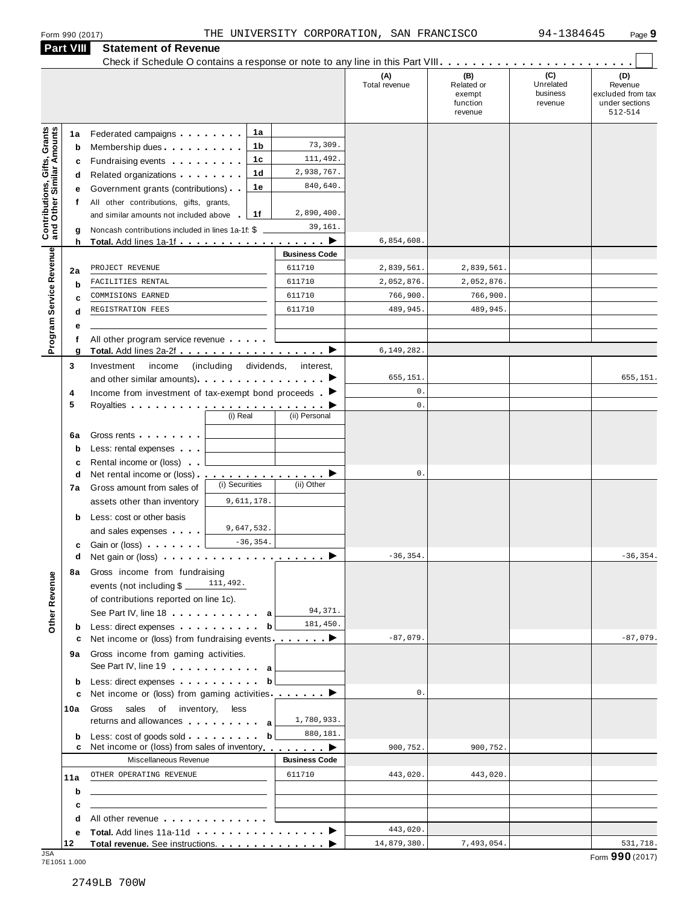Form 990 (2017) THE UNIVERSITY CORPORATION, SAN FRANCISCO 94-1384645

## Part VIII Statement of Revenue

Check if Schedule O contains a response or note to any line in this Part VIII . . . . . . . . . . . . . . . . . . . . . . . ☐

| | | | | (A) Total revenue | (B) Related or exempt function revenue | (C) Unrelated business revenue | (D) Revenue excluded from tax under sections 512-514 |
|---|---|---|---|---|---|---|---|
| **Contributions, Gifts, Grants and Other Similar Amounts** | 1a | Federated campaigns | 1a | | | | |
| | b | Membership dues | 1b 73,309. | | | | |
| | c | Fundraising events | 1c 111,492. | | | | |
| | d | Related organizations | 1d 2,938,767. | | | | |
| | e | Government grants (contributions) | 1e 840,640. | | | | |
| | f | All other contributions, gifts, grants, and similar amounts not included above | 1f 2,890,400. | | | | |
| | g | Noncash contributions included in lines 1a-1f: $ 39,161. | | | | | |
| | h | **Total.** Add lines 1a-1f | ▶ | 6,854,608. | | | |
| **Program Service Revenue** | | | **Business Code** | | | | |
| | 2a | PROJECT REVENUE | 611710 | 2,839,561. | 2,839,561. | | |
| | b | FACILITIES RENTAL | 611710 | 2,052,876. | 2,052,876. | | |
| | c | COMMISIONS EARNED | 611710 | 766,900. | 766,900. | | |
| | d | REGISTRATION FEES | 611710 | 489,945. | 489,945. | | |
| | e | | | | | | |
| | f | All other program service revenue | | | | | |
| | g | **Total.** Add lines 2a-2f | ▶ | 6,149,282. | | | |
| **Other Revenue** | 3 | Investment income (including dividends, interest, and other similar amounts) | ▶ | 655,151. | | | 655,151. |
| | 4 | Income from investment of tax-exempt bond proceeds | ▶ | 0. | | | |
| | 5 | Royalties | ▶ | 0. | | | |
| | | | (i) Real / (ii) Personal | | | | |
| | 6a | Gross rents | | | | | |
| | b | Less: rental expenses | | | | | |
| | c | Rental income or (loss) | | | | | |
| | d | Net rental income or (loss) | ▶ | 0. | | | |
| | | | (i) Securities / (ii) Other | | | | |
| | 7a | Gross amount from sales of assets other than inventory | 9,611,178. | | | | |
| | b | Less: cost or other basis and sales expenses | 9,647,532. | | | | |
| | c | Gain or (loss) | -36,354. | | | | |
| | d | Net gain or (loss) | ▶ | -36,354. | | | -36,354. |
| | 8a | Gross income from fundraising events (not including $ 111,492. of contributions reported on line 1c). See Part IV, line 18 | a 94,371. | | | | |
| | b | Less: direct expenses | b 181,450. | | | | |
| | c | Net income or (loss) from fundraising events | ▶ | -87,079. | | | -87,079. |
| | 9a | Gross income from gaming activities. See Part IV, line 19 | a | | | | |
| | b | Less: direct expenses | b | | | | |
| | c | Net income or (loss) from gaming activities | ▶ | 0. | | | |
| | 10a | Gross sales of inventory, less returns and allowances | a 1,780,933. | | | | |
| | b | Less: cost of goods sold | b 880,181. | | | | |
| | c | Net income or (loss) from sales of inventory | ▶ | 900,752. | 900,752. | | |
| | | Miscellaneous Revenue | **Business Code** | | | | |
| | 11a | OTHER OPERATING REVENUE | 611710 | 443,020. | 443,020. | | |
| | b | | | | | | |
| | c | | | | | | |
| | d | All other revenue | | | | | |
| | e | **Total.** Add lines 11a-11d | ▶ | 443,020. | | | |
| | 12 | **Total revenue.** See instructions. | ▶ | 14,879,380. | 7,493,054. | | 531,718. |

JSA 7E1051 1.000

Form **990** (2017)

2749LB 700W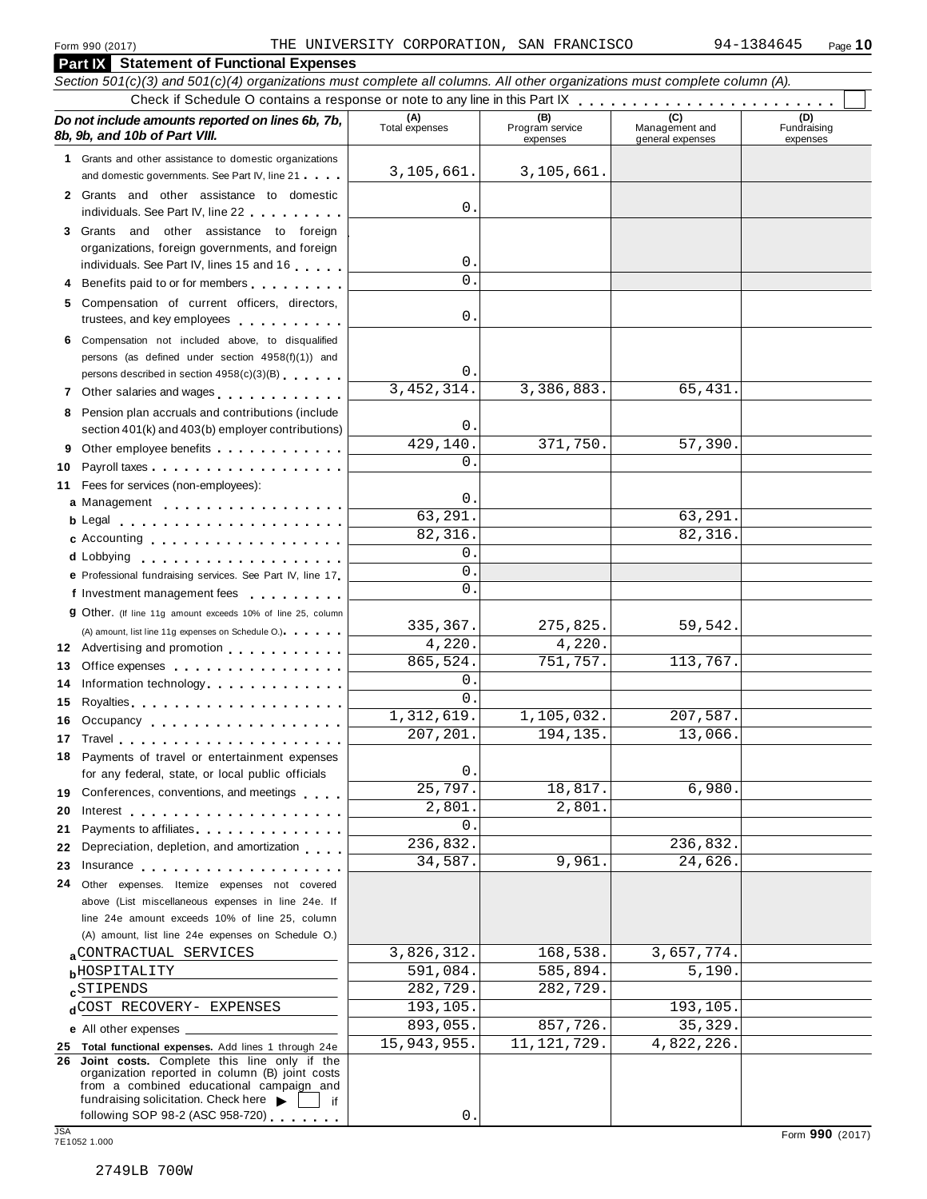Form 990 (2017) THE UNIVERSITY CORPORATION, SAN FRANCISCO 94-1384645

## Part IX Statement of Functional Expenses

*Section 501(c)(3) and 501(c)(4) organizations must complete all columns. All other organizations must complete column (A).*

Check if Schedule O contains a response or note to any line in this Part IX . . . . . . . . . . . . . . . . . . . . . . . . ☐

| ***Do not include amounts reported on lines 6b, 7b, 8b, 9b, and 10b of Part VIII.*** | (A) Total expenses | (B) Program service expenses | (C) Management and general expenses | (D) Fundraising expenses |
|---|---|---|---|---|
| **1** Grants and other assistance to domestic organizations and domestic governments. See Part IV, line 21 | 3,105,661. | 3,105,661. | | |
| **2** Grants and other assistance to domestic individuals. See Part IV, line 22 | 0. | | | |
| **3** Grants and other assistance to foreign organizations, foreign governments, and foreign individuals. See Part IV, lines 15 and 16 | 0. | | | |
| **4** Benefits paid to or for members | 0. | | | |
| **5** Compensation of current officers, directors, trustees, and key employees | 0. | | | |
| **6** Compensation not included above, to disqualified persons (as defined under section 4958(f)(1)) and persons described in section 4958(c)(3)(B) | 0. | | | |
| **7** Other salaries and wages | 3,452,314. | 3,386,883. | 65,431. | |
| **8** Pension plan accruals and contributions (include section 401(k) and 403(b) employer contributions) | 0. | | | |
| **9** Other employee benefits | 429,140. | 371,750. | 57,390. | |
| **10** Payroll taxes | 0. | | | |
| **11** Fees for services (non-employees): | | | | |
| **a** Management | 0. | | | |
| **b** Legal | 63,291. | | 63,291. | |
| **c** Accounting | 82,316. | | 82,316. | |
| **d** Lobbying | 0. | | | |
| **e** Professional fundraising services. See Part IV, line 17 | 0. | | | |
| **f** Investment management fees | 0. | | | |
| **g** Other. (If line 11g amount exceeds 10% of line 25, column (A) amount, list line 11g expenses on Schedule O.) | 335,367. | 275,825. | 59,542. | |
| **12** Advertising and promotion | 4,220. | 4,220. | | |
| **13** Office expenses | 865,524. | 751,757. | 113,767. | |
| **14** Information technology | 0. | | | |
| **15** Royalties | 0. | | | |
| **16** Occupancy | 1,312,619. | 1,105,032. | 207,587. | |
| **17** Travel | 207,201. | 194,135. | 13,066. | |
| **18** Payments of travel or entertainment expenses for any federal, state, or local public officials | 0. | | | |
| **19** Conferences, conventions, and meetings | 25,797. | 18,817. | 6,980. | |
| **20** Interest | 2,801. | 2,801. | | |
| **21** Payments to affiliates | 0. | | | |
| **22** Depreciation, depletion, and amortization | 236,832. | | 236,832. | |
| **23** Insurance | 34,587. | 9,961. | 24,626. | |
| **24** Other expenses. Itemize expenses not covered above (List miscellaneous expenses in line 24e. If line 24e amount exceeds 10% of line 25, column (A) amount, list line 24e expenses on Schedule O.) | | | | |
| **a** CONTRACTUAL SERVICES | 3,826,312. | 168,538. | 3,657,774. | |
| **b** HOSPITALITY | 591,084. | 585,894. | 5,190. | |
| **c** STIPENDS | 282,729. | 282,729. | | |
| **d** COST RECOVERY- EXPENSES | 193,105. | | 193,105. | |
| **e** All other expenses | 893,055. | 857,726. | 35,329. | |
| **25 Total functional expenses.** Add lines 1 through 24e | 15,943,955. | 11,121,729. | 4,822,226. | |
| **26 Joint costs.** Complete this line only if the organization reported in column (B) joint costs from a combined educational campaign and fundraising solicitation. Check here ▶ ☐ if following SOP 98-2 (ASC 958-720) | 0. | | | |

JSA 7E1052 1.000

2749LB 700W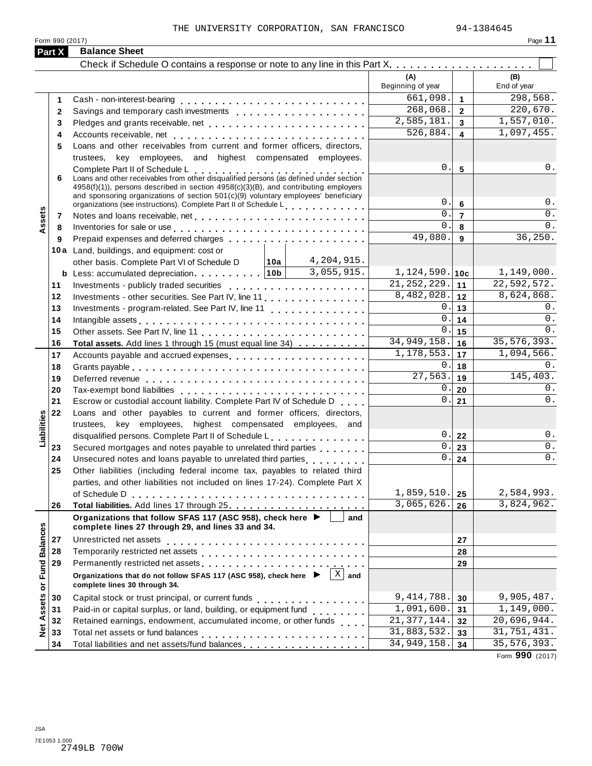THE UNIVERSITY CORPORATION, SAN FRANCISCO 94-1384645

Form 990 (2017)

## Part X Balance Sheet

Check if Schedule O contains a response or note to any line in this Part X . . . . . . . . . . . . . . . . . . . . ☐

| | | | (A) Beginning of year | | (B) End of year |
|---|---|---|---|---|---|
| Assets | 1 | Cash - non-interest-bearing | 661,098. | 1 | 298,568. |
| | 2 | Savings and temporary cash investments | 268,068. | 2 | 220,670. |
| | 3 | Pledges and grants receivable, net | 2,585,181. | 3 | 1,557,010. |
| | 4 | Accounts receivable, net | 526,884. | 4 | 1,097,455. |
| | 5 | Loans and other receivables from current and former officers, directors, trustees, key employees, and highest compensated employees. Complete Part II of Schedule L | 0. | 5 | 0. |
| | 6 | Loans and other receivables from other disqualified persons (as defined under section 4958(f)(1)), persons described in section 4958(c)(3)(B), and contributing employers and sponsoring organizations of section 501(c)(9) voluntary employees' beneficiary organizations (see instructions). Complete Part II of Schedule L | 0. | 6 | 0. |
| | 7 | Notes and loans receivable, net | 0. | 7 | 0. |
| | 8 | Inventories for sale or use | 0. | 8 | 0. |
| | 9 | Prepaid expenses and deferred charges | 49,080. | 9 | 36,250. |
| | 10a | Land, buildings, and equipment: cost or other basis. Complete Part VI of Schedule D — 10a: 4,204,915. | | | |
| | b | Less: accumulated depreciation — 10b: 3,055,915. | 1,124,590. | 10c | 1,149,000. |
| | 11 | Investments - publicly traded securities | 21,252,229. | 11 | 22,592,572. |
| | 12 | Investments - other securities. See Part IV, line 11 | 8,482,028. | 12 | 8,624,868. |
| | 13 | Investments - program-related. See Part IV, line 11 | 0. | 13 | 0. |
| | 14 | Intangible assets | 0. | 14 | 0. |
| | 15 | Other assets. See Part IV, line 11 | 0. | 15 | 0. |
| | 16 | **Total assets.** Add lines 1 through 15 (must equal line 34) | 34,949,158. | 16 | 35,576,393. |
| Liabilities | 17 | Accounts payable and accrued expenses | 1,178,553. | 17 | 1,094,566. |
| | 18 | Grants payable | 0. | 18 | 0. |
| | 19 | Deferred revenue | 27,563. | 19 | 145,403. |
| | 20 | Tax-exempt bond liabilities | 0. | 20 | 0. |
| | 21 | Escrow or custodial account liability. Complete Part IV of Schedule D | 0. | 21 | 0. |
| | 22 | Loans and other payables to current and former officers, directors, trustees, key employees, highest compensated employees, and disqualified persons. Complete Part II of Schedule L | 0. | 22 | 0. |
| | 23 | Secured mortgages and notes payable to unrelated third parties | 0. | 23 | 0. |
| | 24 | Unsecured notes and loans payable to unrelated third parties | 0. | 24 | 0. |
| | 25 | Other liabilities (including federal income tax, payables to related third parties, and other liabilities not included on lines 17-24). Complete Part X of Schedule D | 1,859,510. | 25 | 2,584,993. |
| | 26 | **Total liabilities.** Add lines 17 through 25 | 3,065,626. | 26 | 3,824,962. |
| Net Assets or Fund Balances | | **Organizations that follow SFAS 117 (ASC 958), check here ▶ ☐ and complete lines 27 through 29, and lines 33 and 34.** | | | |
| | 27 | Unrestricted net assets | | 27 | |
| | 28 | Temporarily restricted net assets | | 28 | |
| | 29 | Permanently restricted net assets | | 29 | |
| | | **Organizations that do not follow SFAS 117 (ASC 958), check here ▶ ☒ and complete lines 30 through 34.** | | | |
| | 30 | Capital stock or trust principal, or current funds | 9,414,788. | 30 | 9,905,487. |
| | 31 | Paid-in or capital surplus, or land, building, or equipment fund | 1,091,600. | 31 | 1,149,000. |
| | 32 | Retained earnings, endowment, accumulated income, or other funds | 21,377,144. | 32 | 20,696,944. |
| | 33 | Total net assets or fund balances | 31,883,532. | 33 | 31,751,431. |
| | 34 | Total liabilities and net assets/fund balances | 34,949,158. | 34 | 35,576,393. |

Form **990** (2017)

JSA
7E1053 1.000
2749LB 700W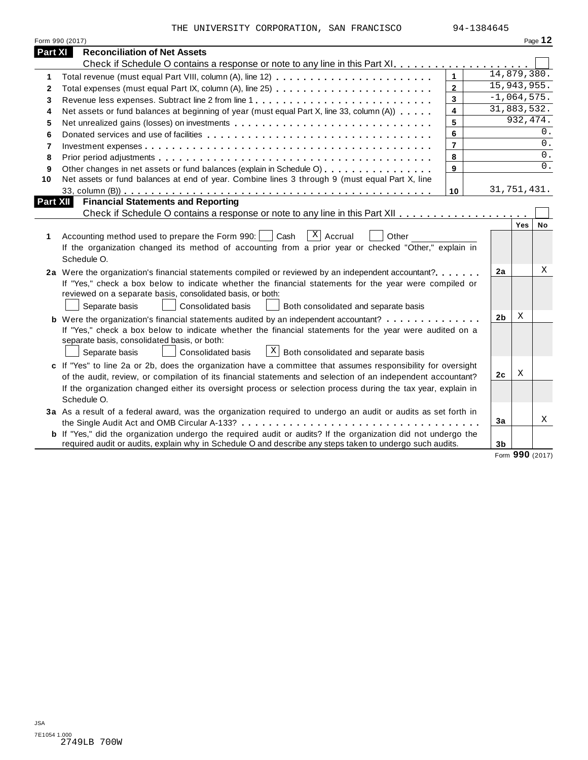THE UNIVERSITY CORPORATION, SAN FRANCISCO 94-1384645

## Part XI Reconciliation of Net Assets

Check if Schedule O contains a response or note to any line in this Part XI . . . . . . . . . . . . . . . . . . . . ☐

| | | | |
|---|---|---|---|
| 1 | Total revenue (must equal Part VIII, column (A), line 12) | 1 | 14,879,380. |
| 2 | Total expenses (must equal Part IX, column (A), line 25) | 2 | 15,943,955. |
| 3 | Revenue less expenses. Subtract line 2 from line 1 | 3 | -1,064,575. |
| 4 | Net assets or fund balances at beginning of year (must equal Part X, line 33, column (A)) | 4 | 31,883,532. |
| 5 | Net unrealized gains (losses) on investments | 5 | 932,474. |
| 6 | Donated services and use of facilities | 6 | 0. |
| 7 | Investment expenses | 7 | 0. |
| 8 | Prior period adjustments | 8 | 0. |
| 9 | Other changes in net assets or fund balances (explain in Schedule O) | 9 | 0. |
| 10 | Net assets or fund balances at end of year. Combine lines 3 through 9 (must equal Part X, line 33, column (B)) | 10 | 31,751,431. |

## Part XII Financial Statements and Reporting

Check if Schedule O contains a response or note to any line in this Part XII . . . . . . . . . . . . . . . . . . ☐

| | | | Yes | No |
|---|---|---|---|---|
| 1 | Accounting method used to prepare the Form 990: ☐ Cash ☒ Accrual ☐ Other ______<br>If the organization changed its method of accounting from a prior year or checked "Other," explain in Schedule O. | | | |
| 2a | Were the organization's financial statements compiled or reviewed by an independent accountant?<br>If "Yes," check a box below to indicate whether the financial statements for the year were compiled or reviewed on a separate basis, consolidated basis, or both:<br>☐ Separate basis ☐ Consolidated basis ☐ Both consolidated and separate basis | 2a | | X |
| b | Were the organization's financial statements audited by an independent accountant?<br>If "Yes," check a box below to indicate whether the financial statements for the year were audited on a separate basis, consolidated basis, or both:<br>☐ Separate basis ☐ Consolidated basis ☒ Both consolidated and separate basis | 2b | X | |
| c | If "Yes" to line 2a or 2b, does the organization have a committee that assumes responsibility for oversight of the audit, review, or compilation of its financial statements and selection of an independent accountant?<br>If the organization changed either its oversight process or selection process during the tax year, explain in Schedule O. | 2c | X | |
| 3a | As a result of a federal award, was the organization required to undergo an audit or audits as set forth in the Single Audit Act and OMB Circular A-133? | 3a | | X |
| b | If "Yes," did the organization undergo the required audit or audits? If the organization did not undergo the required audit or audits, explain why in Schedule O and describe any steps taken to undergo such audits. | 3b | | |

Form **990** (2017)

JSA
7E1054 1.000
2749LB 700W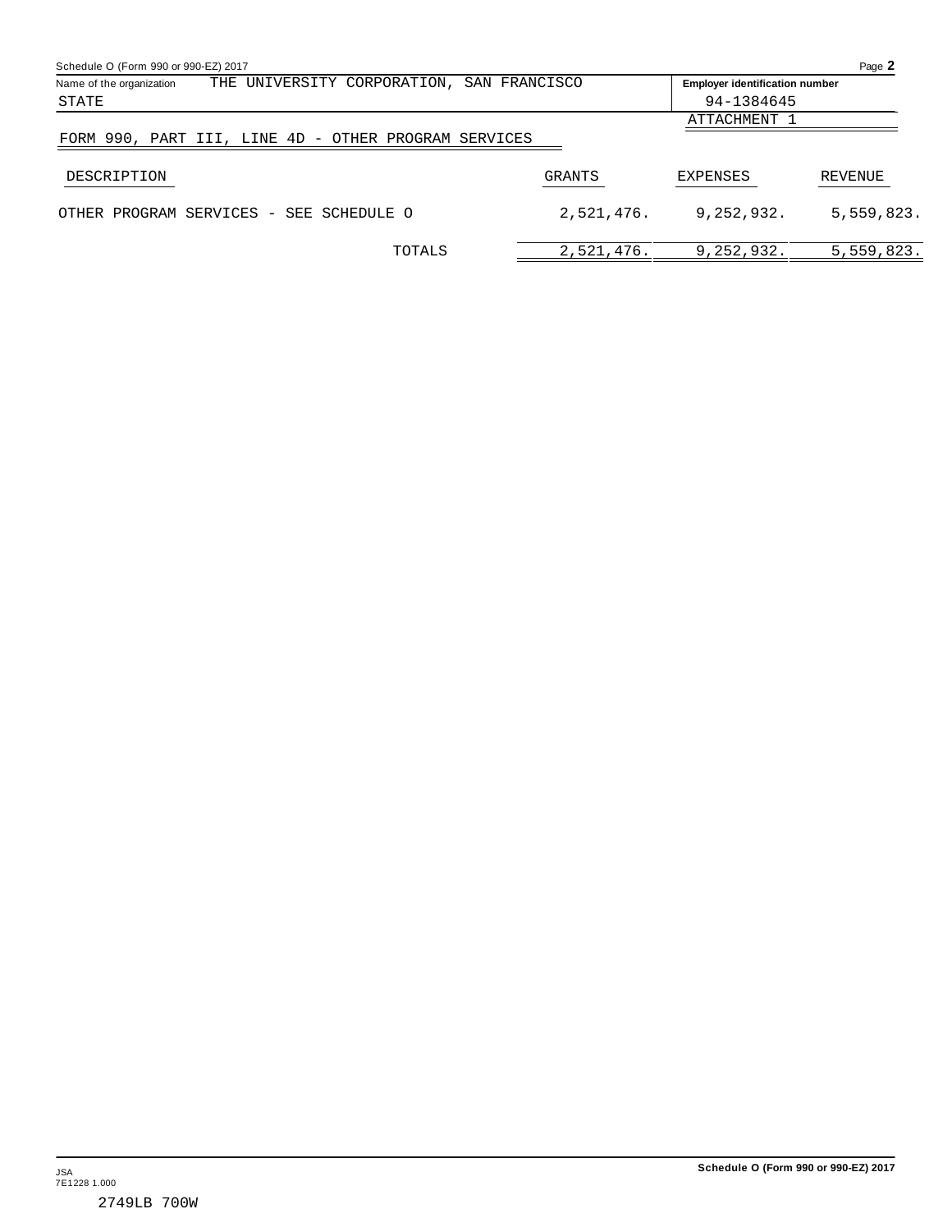Name of the organization: THE UNIVERSITY CORPORATION, SAN FRANCISCO STATE

Employer identification number: 94-1384645

ATTACHMENT 1

## FORM 990, PART III, LINE 4D - OTHER PROGRAM SERVICES

| DESCRIPTION | GRANTS | EXPENSES | REVENUE |
|---|---|---|---|
| OTHER PROGRAM SERVICES - SEE SCHEDULE O | 2,521,476. | 9,252,932. | 5,559,823. |
| TOTALS | 2,521,476. | 9,252,932. | 5,559,823. |

2749LB 700W